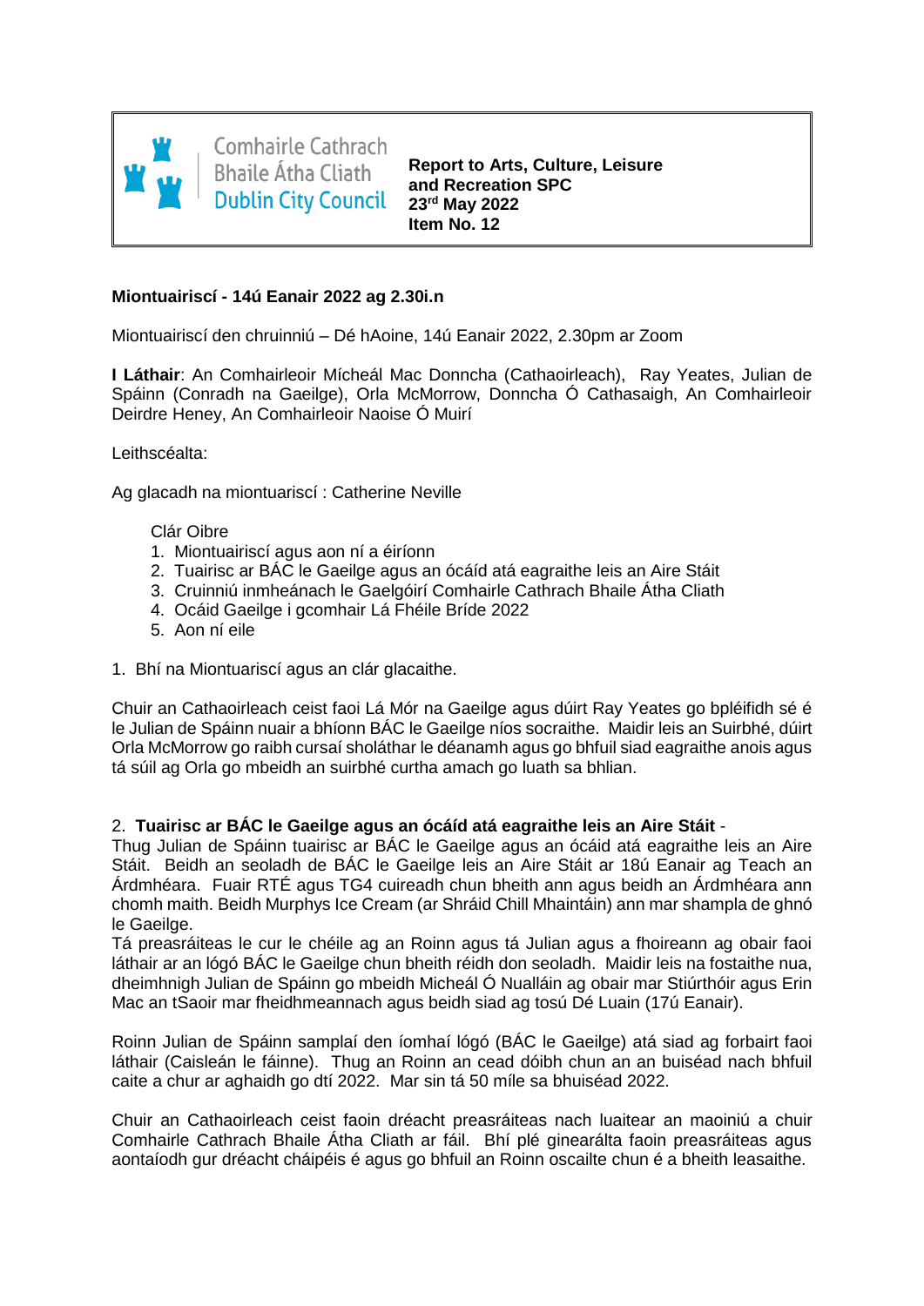Comhairle Cathrach Bhaile Átha Cliath
Dublin City Council

**Report to Arts, Culture, Leisure and Recreation SPC**
**23rd May 2022**
**Item No. 12**

**Miontuairiscí - 14ú Eanair 2022 ag 2.30i.n**

Miontuairiscí den chruinniú – Dé hAoine, 14ú Eanair 2022, 2.30pm ar Zoom

**I Láthair**: An Comhairleoir Mícheál Mac Donncha (Cathaoirleach), Ray Yeates, Julian de Spáinn (Conradh na Gaeilge), Orla McMorrow, Donncha Ó Cathasaigh, An Comhairleoir Deirdre Heney, An Comhairleoir Naoise Ó Muirí

Leithscéalta:

Ag glacadh na miontuariscí : Catherine Neville

Clár Oibre

1. Miontuairiscí agus aon ní a éiríonn
2. Tuairisc ar BÁC le Gaeilge agus an ócáíd atá eagraithe leis an Aire Stáit
3. Cruinniú inmheánach le Gaelgóirí Comhairle Cathrach Bhaile Átha Cliath
4. Ocáid Gaeilge i gcomhair Lá Fhéile Bríde 2022
5. Aon ní eile

1. Bhí na Miontuariscí agus an clár glacaithe.

Chuir an Cathaoirleach ceist faoi Lá Mór na Gaeilge agus dúirt Ray Yeates go bpléifidh sé é le Julian de Spáinn nuair a bhíonn BÁC le Gaeilge níos socraithe. Maidir leis an Suirbhé, dúirt Orla McMorrow go raibh cursaí sholáthar le déanamh agus go bhfuil siad eagraithe anois agus tá súil ag Orla go mbeidh an suirbhé curtha amach go luath sa bhlian.

2. **Tuairisc ar BÁC le Gaeilge agus an ócáíd atá eagraithe leis an Aire Stáit** -
Thug Julian de Spáinn tuairisc ar BÁC le Gaeilge agus an ócáid atá eagraithe leis an Aire Stáit. Beidh an seoladh de BÁC le Gaeilge leis an Aire Stáit ar 18ú Eanair ag Teach an Árdmhéara. Fuair RTÉ agus TG4 cuireadh chun bheith ann agus beidh an Árdmhéara ann chomh maith. Beidh Murphys Ice Cream (ar Shráid Chill Mhaintáin) ann mar shampla de ghnó le Gaeilge.
Tá preasráiteas le cur le chéile ag an Roinn agus tá Julian agus a fhoireann ag obair faoi láthair ar an lógó BÁC le Gaeilge chun bheith réidh don seoladh. Maidir leis na fostaithe nua, dheimhnigh Julian de Spáinn go mbeidh Micheál Ó Nualláin ag obair mar Stiúrthóir agus Erin Mac an tSaoir mar fheidhmeannach agus beidh siad ag tosú Dé Luain (17ú Eanair).

Roinn Julian de Spáinn samplaí den íomhaí lógó (BÁC le Gaeilge) atá siad ag forbairt faoi láthair (Caisleán le fáinne). Thug an Roinn an cead dóibh chun an an buiséad nach bhfuil caite a chur ar aghaidh go dtí 2022. Mar sin tá 50 míle sa bhuiséad 2022.

Chuir an Cathaoirleach ceist faoin dréacht preasráiteas nach luaitear an maoiniú a chuir Comhairle Cathrach Bhaile Átha Cliath ar fáil. Bhí plé ginearálta faoin preasráiteas agus aontaíodh gur dréacht cháipéis é agus go bhfuil an Roinn oscailte chun é a bheith leasaithe.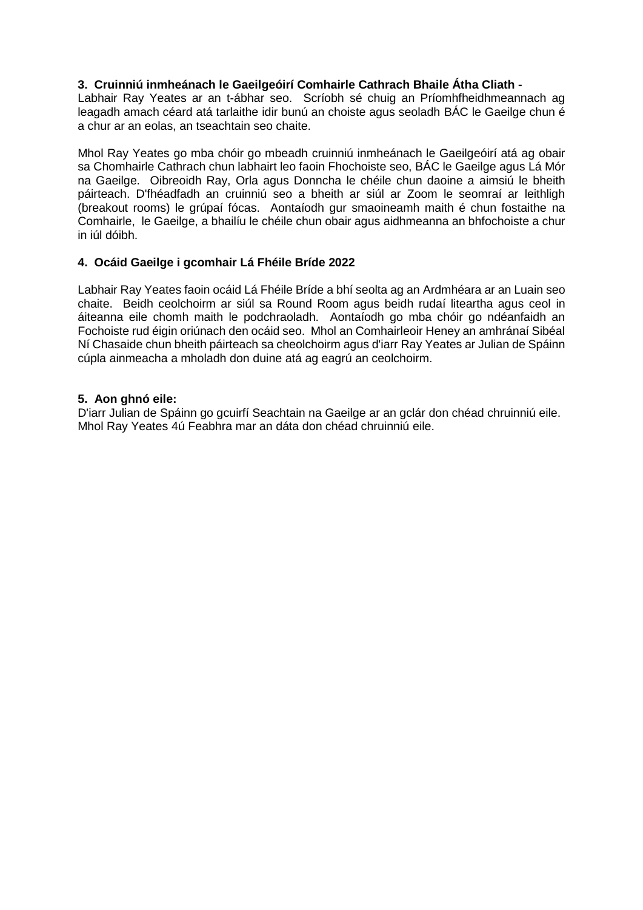**3. Cruinniú inmheánach le Gaeilgeóirí Comhairle Cathrach Bhaile Átha Cliath -**

Labhair Ray Yeates ar an t-ábhar seo. Scríobh sé chuig an Príomhfheidhmeannach ag leagadh amach céard atá tarlaithe idir bunú an choiste agus seoladh BÁC le Gaeilge chun é a chur ar an eolas, an tseachtain seo chaite.

Mhol Ray Yeates go mba chóir go mbeadh cruinniú inmheánach le Gaeilgeóirí atá ag obair sa Chomhairle Cathrach chun labhairt leo faoin Fhochoiste seo, BÁC le Gaeilge agus Lá Mór na Gaeilge. Oibreoidh Ray, Orla agus Donncha le chéile chun daoine a aimsiú le bheith páirteach. D'fhéadfadh an cruinniú seo a bheith ar siúl ar Zoom le seomraí ar leithligh (breakout rooms) le grúpaí fócas. Aontaíodh gur smaoineamh maith é chun fostaithe na Comhairle, le Gaeilge, a bhailíu le chéile chun obair agus aidhmeanna an bhfochoiste a chur in iúl dóibh.

**4. Ocáid Gaeilge i gcomhair Lá Fhéile Bríde 2022**

Labhair Ray Yeates faoin ocáid Lá Fhéile Bríde a bhí seolta ag an Ardmhéara ar an Luain seo chaite. Beidh ceolchoirm ar siúl sa Round Room agus beidh rudaí liteartha agus ceol in áiteanna eile chomh maith le podchraoladh. Aontaíodh go mba chóir go ndéanfaidh an Fochoiste rud éigin oriúnach den ocáid seo. Mhol an Comhairleoir Heney an amhránaí Sibéal Ní Chasaide chun bheith páirteach sa cheolchoirm agus d'iarr Ray Yeates ar Julian de Spáinn cúpla ainmeacha a mholadh don duine atá ag eagrú an ceolchoirm.

**5. Aon ghnó eile:**

D'iarr Julian de Spáinn go gcuirfí Seachtain na Gaeilge ar an gclár don chéad chruinniú eile. Mhol Ray Yeates 4ú Feabhra mar an dáta don chéad chruinniú eile.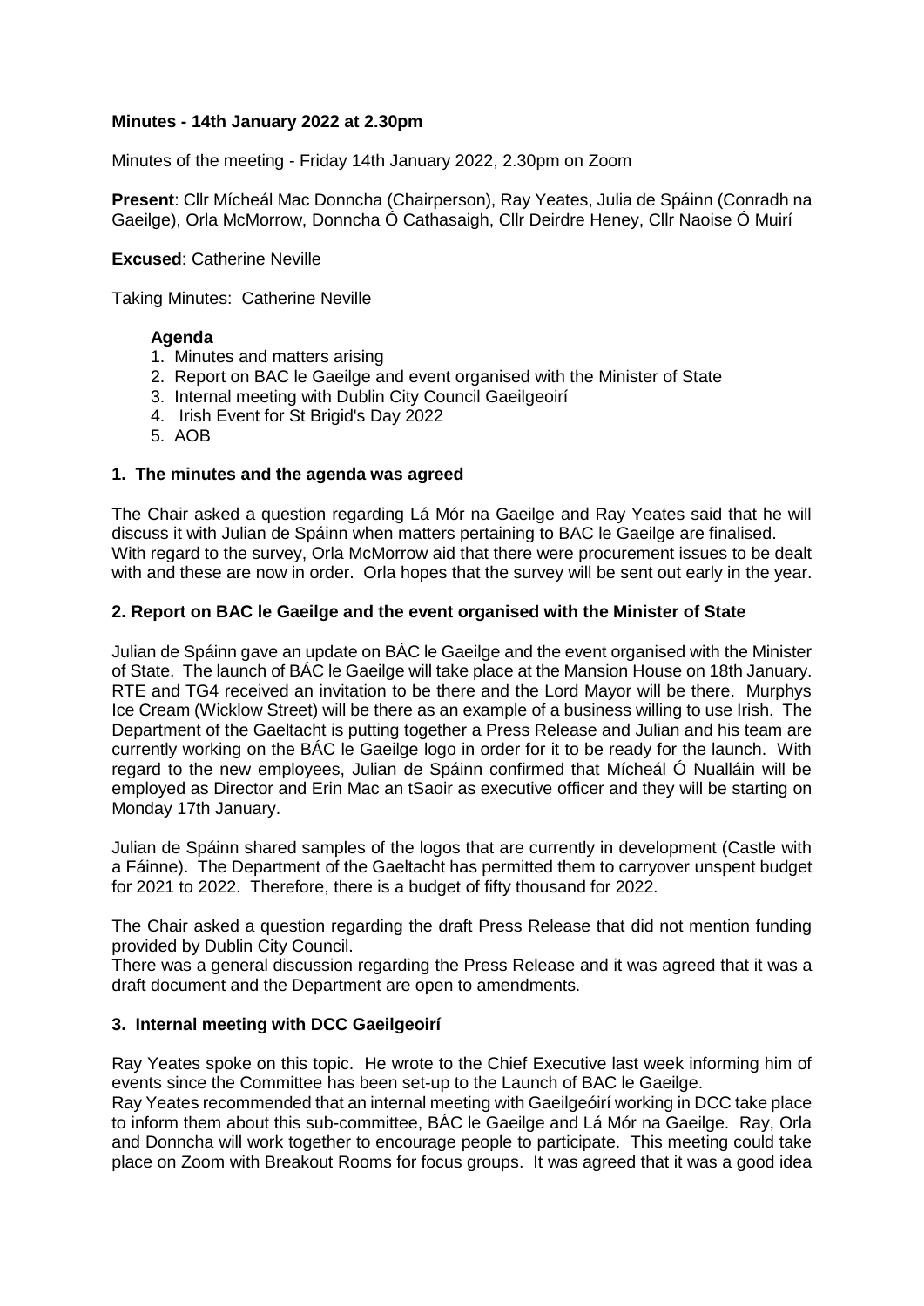**Minutes - 14th January 2022 at 2.30pm**

Minutes of the meeting - Friday 14th January 2022, 2.30pm on Zoom

**Present**: Cllr Mícheál Mac Donncha (Chairperson), Ray Yeates, Julia de Spáinn (Conradh na Gaeilge), Orla McMorrow, Donncha Ó Cathasaigh, Cllr Deirdre Heney, Cllr Naoise Ó Muirí

**Excused**: Catherine Neville

Taking Minutes: Catherine Neville

**Agenda**

1. Minutes and matters arising
2. Report on BAC le Gaeilge and event organised with the Minister of State
3. Internal meeting with Dublin City Council Gaeilgeoirí
4. Irish Event for St Brigid's Day 2022
5. AOB

**1. The minutes and the agenda was agreed**

The Chair asked a question regarding Lá Mór na Gaeilge and Ray Yeates said that he will discuss it with Julian de Spáinn when matters pertaining to BAC le Gaeilge are finalised. With regard to the survey, Orla McMorrow aid that there were procurement issues to be dealt with and these are now in order. Orla hopes that the survey will be sent out early in the year.

**2. Report on BAC le Gaeilge and the event organised with the Minister of State**

Julian de Spáinn gave an update on BÁC le Gaeilge and the event organised with the Minister of State. The launch of BÁC le Gaeilge will take place at the Mansion House on 18th January. RTE and TG4 received an invitation to be there and the Lord Mayor will be there. Murphys Ice Cream (Wicklow Street) will be there as an example of a business willing to use Irish. The Department of the Gaeltacht is putting together a Press Release and Julian and his team are currently working on the BÁC le Gaeilge logo in order for it to be ready for the launch. With regard to the new employees, Julian de Spáinn confirmed that Mícheál Ó Nualláin will be employed as Director and Erin Mac an tSaoir as executive officer and they will be starting on Monday 17th January.

Julian de Spáinn shared samples of the logos that are currently in development (Castle with a Fáinne). The Department of the Gaeltacht has permitted them to carryover unspent budget for 2021 to 2022. Therefore, there is a budget of fifty thousand for 2022.

The Chair asked a question regarding the draft Press Release that did not mention funding provided by Dublin City Council.
There was a general discussion regarding the Press Release and it was agreed that it was a draft document and the Department are open to amendments.

**3. Internal meeting with DCC Gaeilgeoirí**

Ray Yeates spoke on this topic. He wrote to the Chief Executive last week informing him of events since the Committee has been set-up to the Launch of BAC le Gaeilge.
Ray Yeates recommended that an internal meeting with Gaeilgeóirí working in DCC take place to inform them about this sub-committee, BÁC le Gaeilge and Lá Mór na Gaeilge. Ray, Orla and Donncha will work together to encourage people to participate. This meeting could take place on Zoom with Breakout Rooms for focus groups. It was agreed that it was a good idea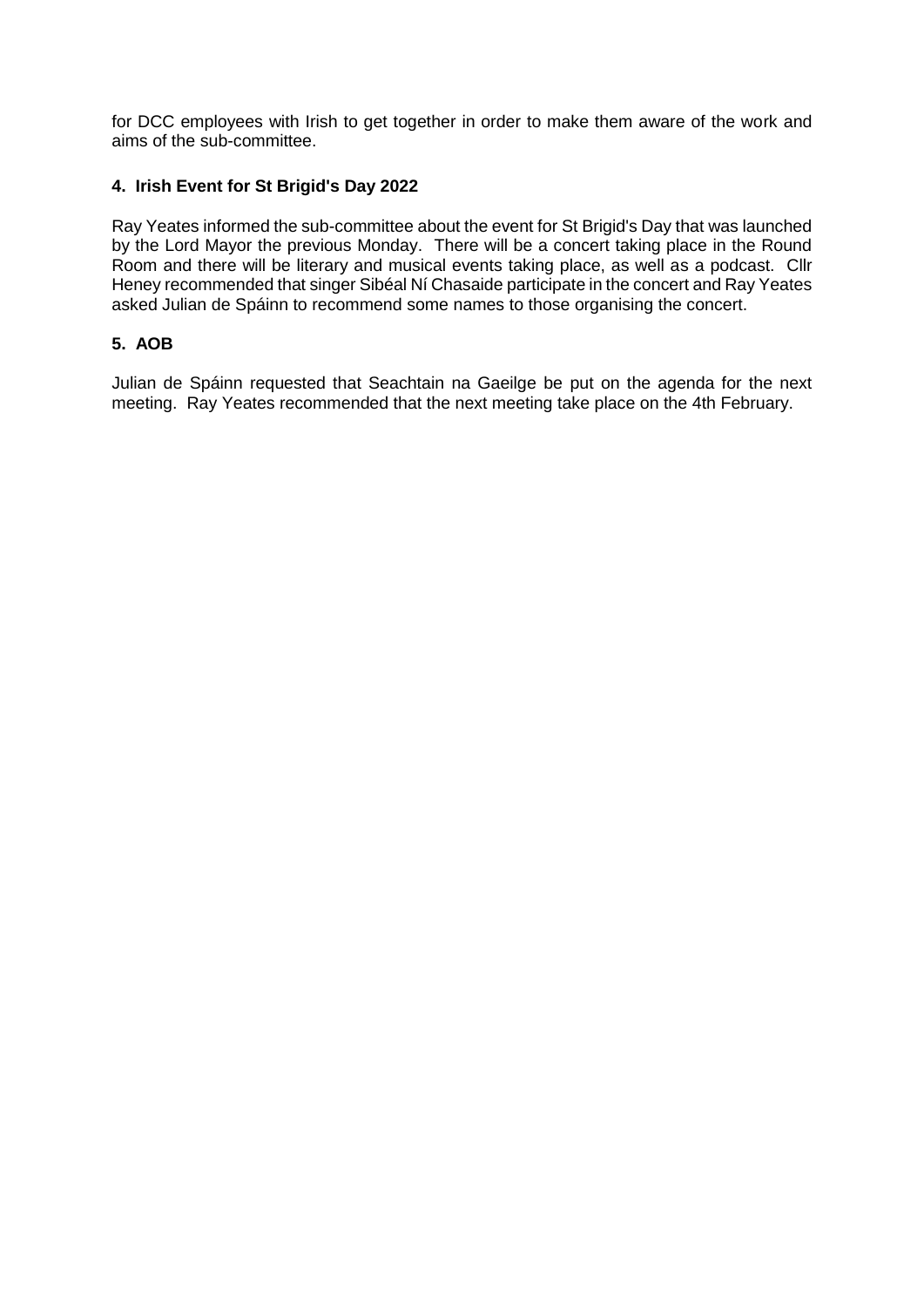for DCC employees with Irish to get together in order to make them aware of the work and aims of the sub-committee.

### 4. Irish Event for St Brigid's Day 2022

Ray Yeates informed the sub-committee about the event for St Brigid's Day that was launched by the Lord Mayor the previous Monday. There will be a concert taking place in the Round Room and there will be literary and musical events taking place, as well as a podcast. Cllr Heney recommended that singer Sibéal Ní Chasaide participate in the concert and Ray Yeates asked Julian de Spáinn to recommend some names to those organising the concert.

### 5. AOB

Julian de Spáinn requested that Seachtain na Gaeilge be put on the agenda for the next meeting. Ray Yeates recommended that the next meeting take place on the 4th February.